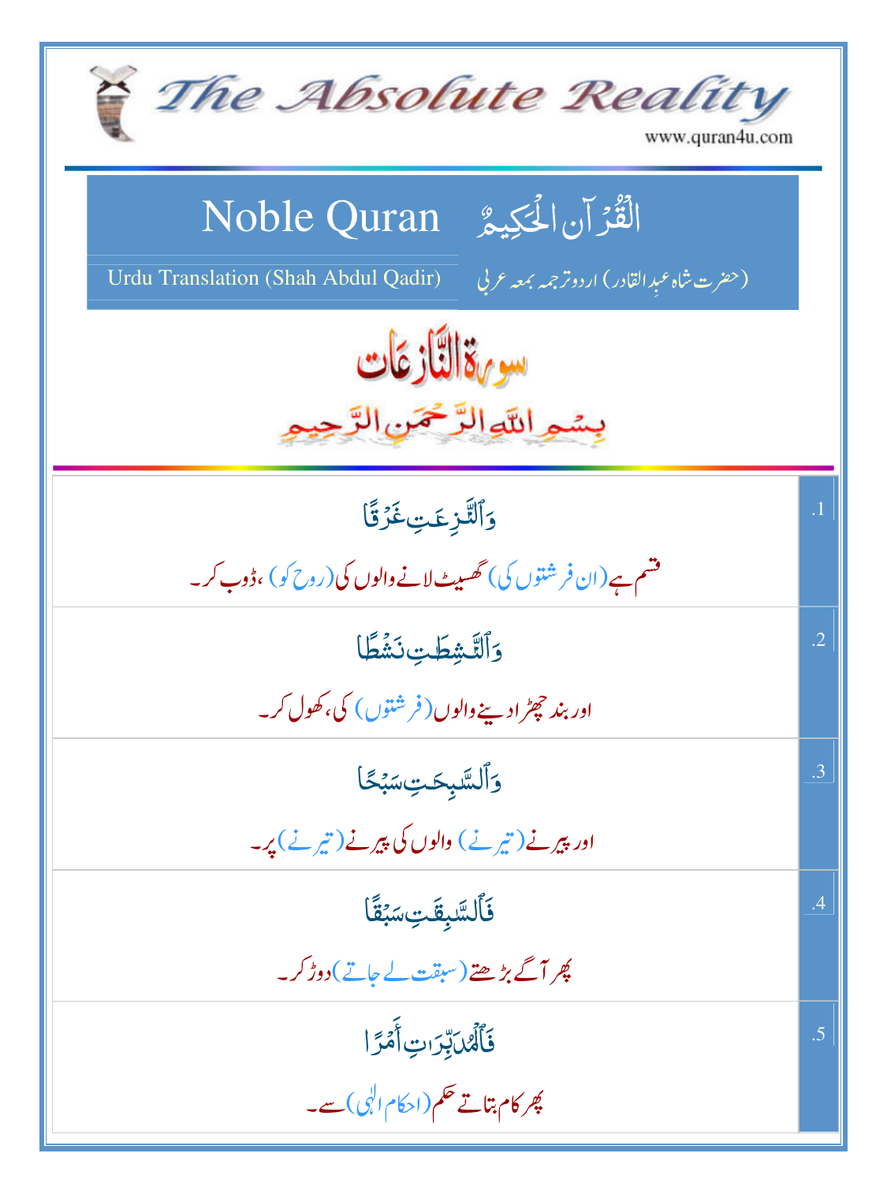# The Absolute Reality

www.quran4u.com

## Noble Quran — الْقُرْآنِ الْحَكِيمُ

Urdu Translation (Shah Abdul Qadir) — (حضرت شاہ عبدِالقادر) اردو ترجمہ بمعہ عربی

## سورۃ النّازعات

بِسْمِ اللّٰہِ الرَّحْمٰنِ الرَّحِیْمِ

| | |
|---|---|
| وَٱلنَّٰزِعَٰتِ غَرْقًا<br>قسم ہے (ان فرشتوں کی) گھسیٹ لانے والوں کی (روح کو) ، ڈوب کر۔ | .1 |
| وَٱلنَّٰشِطَٰتِ نَشْطًا<br>اور بند چھڑا دینے والوں (فرشتوں) کی، کھول کر۔ | .2 |
| وَٱلسَّٰبِحَٰتِ سَبْحًا<br>اور پیرنے (تیرنے) والوں کی پیرنے (تیرنے) پر۔ | .3 |
| فَٱلسَّٰبِقَٰتِ سَبْقًا<br>پھر آگے بڑھتے (سبقت لے جاتے) دوڑ کر۔ | .4 |
| فَٱلْمُدَبِّرَٰتِ أَمْرًا<br>پھر کام بتاتے حکم (احکام الٰہی) سے۔ | .5 |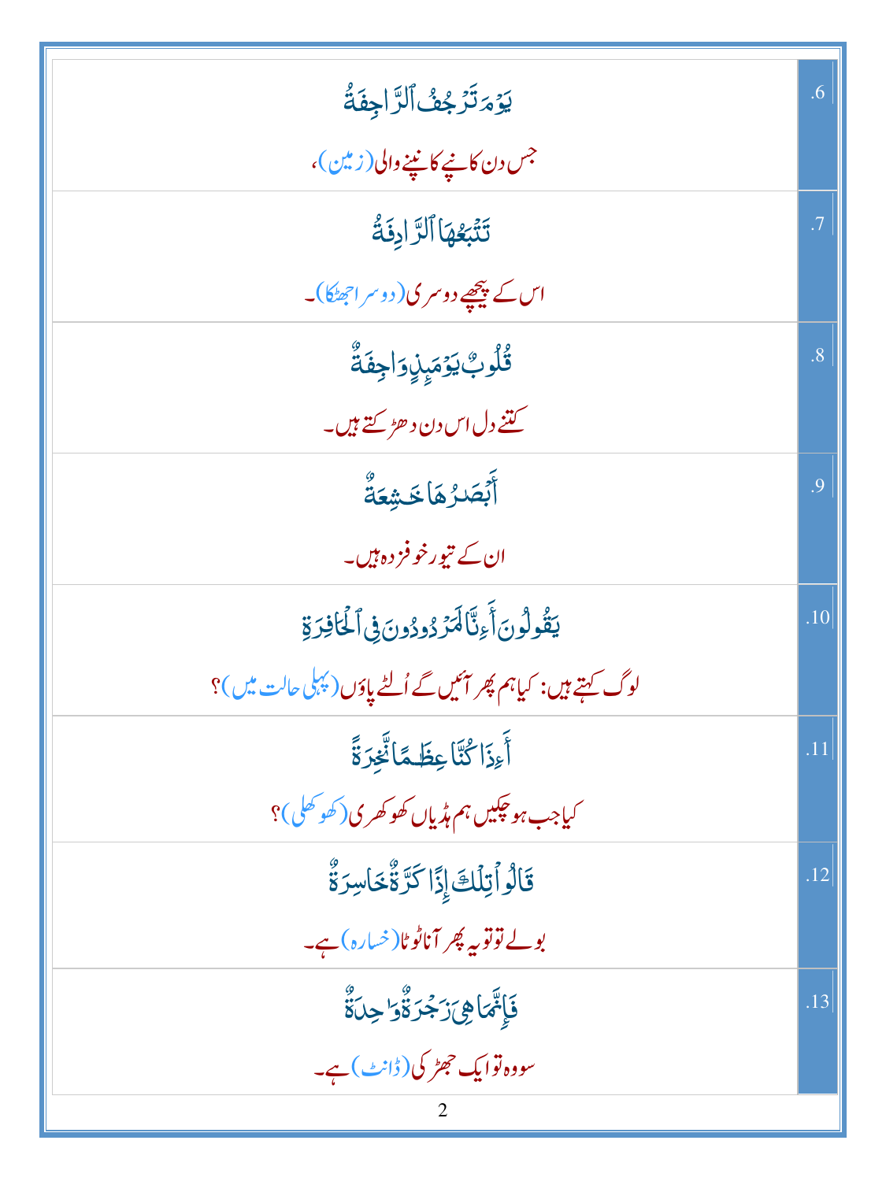| | |
|---|---|
| يَوْمَ تَرْجُفُ ٱلرَّاجِفَةُ<br>جس دن کانپے کانپنے والی (زمین)، | .6 |
| تَتْبَعُهَا ٱلرَّادِفَةُ<br>اس کے پیچھے دوسری (دوسرا جھٹکا)۔ | .7 |
| قُلُوبٌ يَوْمَئِذٍ وَاجِفَةٌ<br>کتنے دل اس دن دھڑکتے ہیں۔ | .8 |
| أَبْصَٰرُهَا خَٰشِعَةٌ<br>ان کے تیور خوفزدہ ہیں۔ | .9 |
| يَقُولُونَ أَءِنَّا لَمَرْدُودُونَ فِى ٱلْحَافِرَةِ<br>لوگ کہتے ہیں: کیا ہم پھر آئیں گے اُلٹے پاؤں (پہلی حالت میں)؟ | .10 |
| أَءِذَا كُنَّا عِظَٰمًا نَّخِرَةً<br>کیا جب ہو چکیں ہم ہڈیاں کھوکھری (کھوکھلی)؟ | .11 |
| قَالُوا۟ تِلْكَ إِذًا كَرَّةٌ خَاسِرَةٌ<br>بولے تو تو یہ پھر آنا ٹوٹا (خسارہ) ہے۔ | .12 |
| فَإِنَّمَا هِىَ زَجْرَةٌ وَٰحِدَةٌ<br>سو وہ تو ایک جھڑکی (ڈانٹ) ہے۔ | .13 |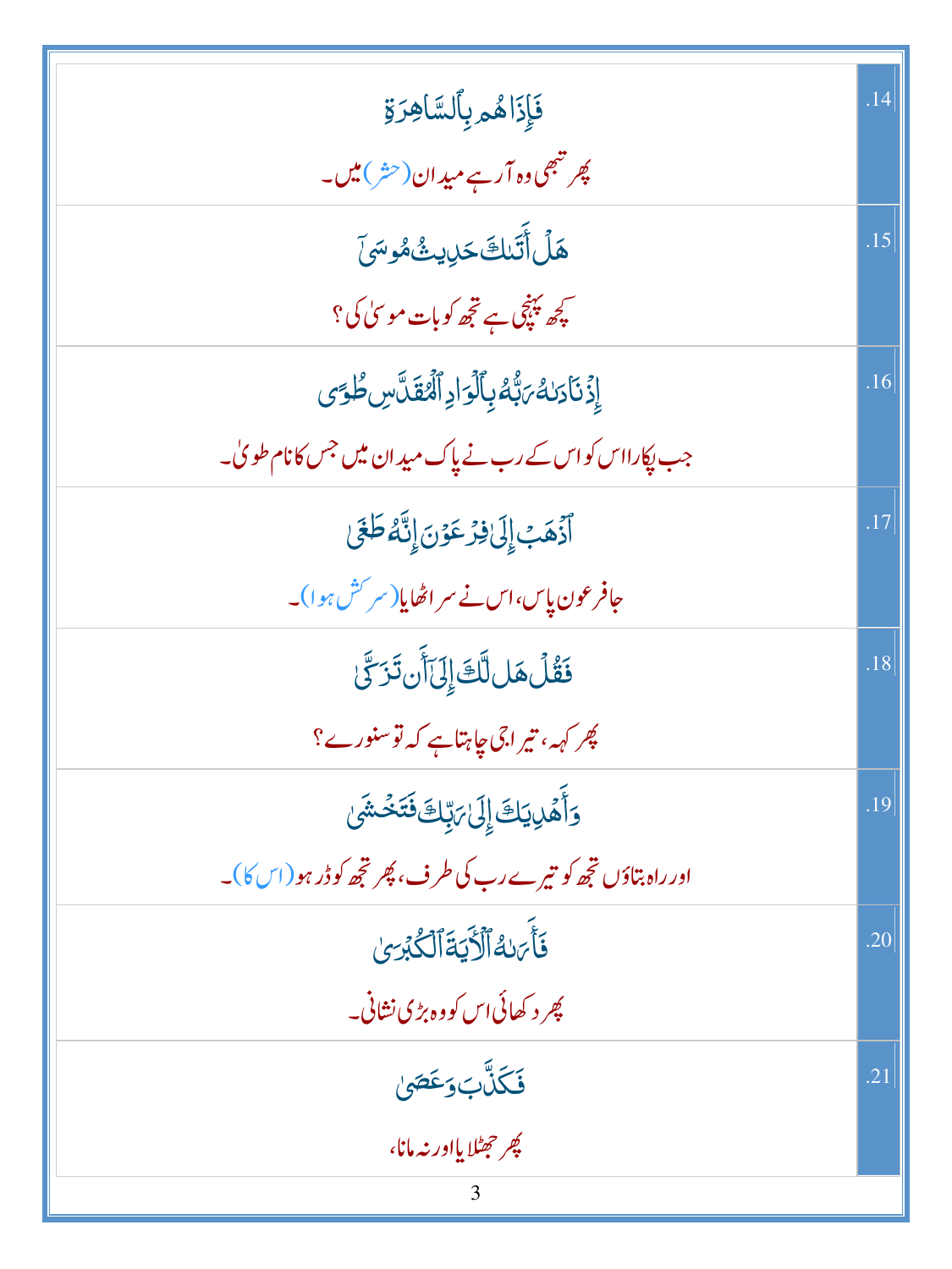| | |
|---|---|
| فَإِذَا هُم بِٱلسَّاهِرَةِ<br>پھر تبھی وہ آرہے میدان (حشر) میں۔ | .14 |
| هَلۡ أَتَىٰكَ حَدِيثُ مُوسَىٰٓ<br>کچھ پہنچی ہے تجھ کو بات موسیٰ کی؟ | .15 |
| إِذۡ نَادَىٰهُ رَبُّهُۥ بِٱلۡوَادِ ٱلۡمُقَدَّسِ طُوًى<br>جب پکارا اس کو اس کے رب نے پاک میدان میں جس کا نام طویٰ۔ | .16 |
| ٱذۡهَبۡ إِلَىٰ فِرۡعَوۡنَ إِنَّهُۥ طَغَىٰ<br>جا فرعون پاس، اس نے سر اٹھایا (سرکش ہوا)۔ | .17 |
| فَقُلۡ هَل لَّكَ إِلَىٰٓ أَن تَزَكَّىٰ<br>پھر کہہ، تیرا جی چاہتا ہے کہ تو سنورے؟ | .18 |
| وَأَهۡدِيَكَ إِلَىٰ رَبِّكَ فَتَخۡشَىٰ<br>اور راہ بتاؤں تجھ کو تیرے رب کی طرف، پھر تجھ کو ڈر ہو (اس کا)۔ | .19 |
| فَأَرَىٰهُ ٱلۡأٓيَةَ ٱلۡكُبۡرَىٰ<br>پھر دکھائی اس کو وہ بڑی نشانی۔ | .20 |
| فَكَذَّبَ وَعَصَىٰ<br>پھر جھٹلایا اور نہ مانا، | .21 |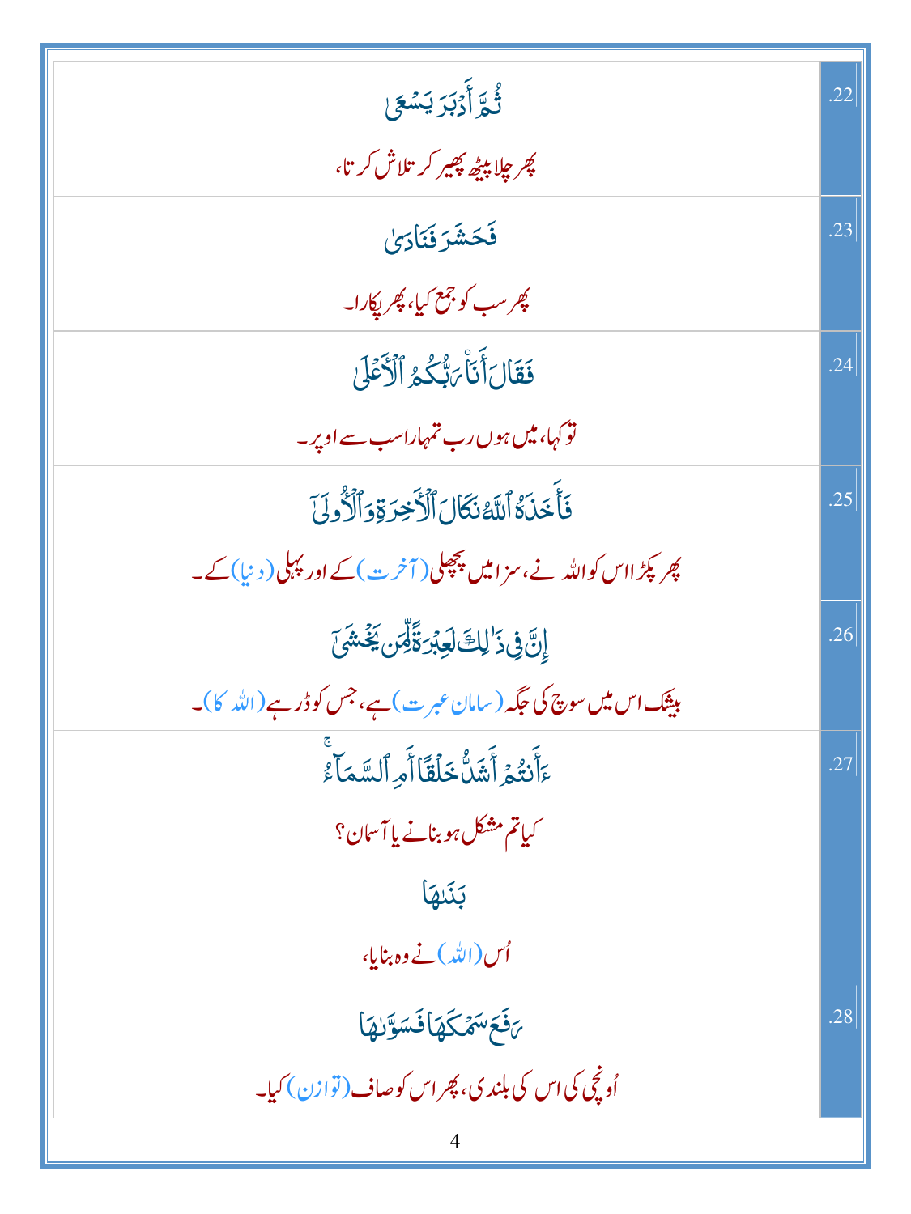| | |
|---|---|
| ثُمَّ أَدْبَرَ يَسْعَىٰ<br>پھر چلا پیٹھ پھیر کر تلاش کرتا، | .22 |
| فَحَشَرَ فَنَادَىٰ<br>پھر سب کو جمع کیا، پھر پکارا۔ | .23 |
| فَقَالَ أَنَا۠ رَبُّكُمُ ٱلْأَعْلَىٰ<br>تو کہا، میں ہوں رب تمہارا سب سے اوپر۔ | .24 |
| فَأَخَذَهُ ٱللَّهُ نَكَالَ ٱلْءَاخِرَةِ وَٱلْأُولَىٰٓ<br>پھر پکڑا اس کو اللہ نے، سزا میں پچھلی (آخرت) کے اور پہلی (دنیا) کے۔ | .25 |
| إِنَّ فِى ذَٰلِكَ لَعِبْرَةً لِّمَن يَخْشَىٰٓ<br>بیشک اس میں سوچ کی جگہ (سامان عبرت) ہے، جس کو ڈر ہے (اللہ کا)۔ | .26 |
| ءَأَنتُمْ أَشَدُّ خَلْقًا أَمِ ٱلسَّمَآءُ ۚ<br>کیا تم مشکل ہو بنانے یا آسمان؟<br>بَنَىٰهَا<br>اُس (اللہ) نے وہ بنایا، | .27 |
| رَفَعَ سَمْكَهَا فَسَوَّىٰهَا<br>اُونچی کی اس کی بلندی، پھر اس کو صاف (توازن) کیا۔ | .28 |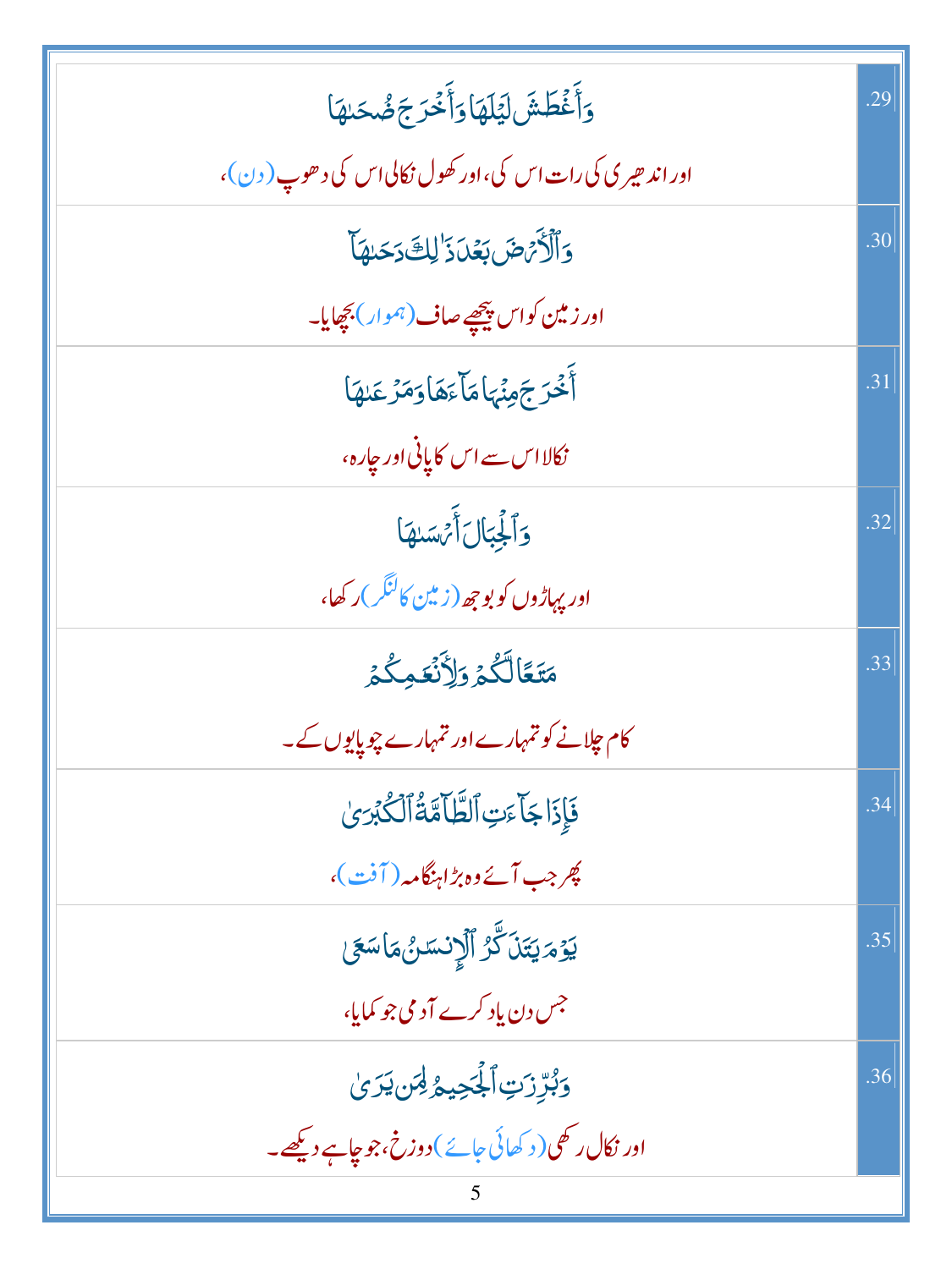| | |
|---|---|
| وَأَغْطَشَ لَيْلَهَا وَأَخْرَجَ ضُحَاهَا<br>اور اندھیری کی رات اس کی، اور کھول نکالی اس کی دھوپ (دن)، | .29 |
| وَٱلْأَرْضَ بَعْدَ ذَٰلِكَ دَحَاهَآ<br>اور زمین کو اس پیچھے صاف (ہموار) بچھایا۔ | .30 |
| أَخْرَجَ مِنْهَا مَآءَهَا وَمَرْعَىٰهَا<br>نکالا اس سے اس کا پانی اور چارہ، | .31 |
| وَٱلْجِبَالَ أَرْسَىٰهَا<br>اور پہاڑوں کو بوجھ (زمین کا لنگر) رکھا، | .32 |
| مَتَٰعًا لَّكُمْ وَلِأَنْعَٰمِكُمْ<br>کام چلانے کو تمہارے اور تمہارے چوپایوں کے۔ | .33 |
| فَإِذَا جَآءَتِ ٱلطَّآمَّةُ ٱلْكُبْرَىٰ<br>پھر جب آئے وہ بڑا ہنگامہ (آفت)، | .34 |
| يَوْمَ يَتَذَكَّرُ ٱلْإِنسَٰنُ مَا سَعَىٰ<br>جس دن یاد کرے آدمی جو کمایا، | .35 |
| وَبُرِّزَتِ ٱلْجَحِيمُ لِمَن يَرَىٰ<br>اور نکال رکھی (دکھائی جائے) دوزخ، جو چاہے دیکھے۔ | .36 |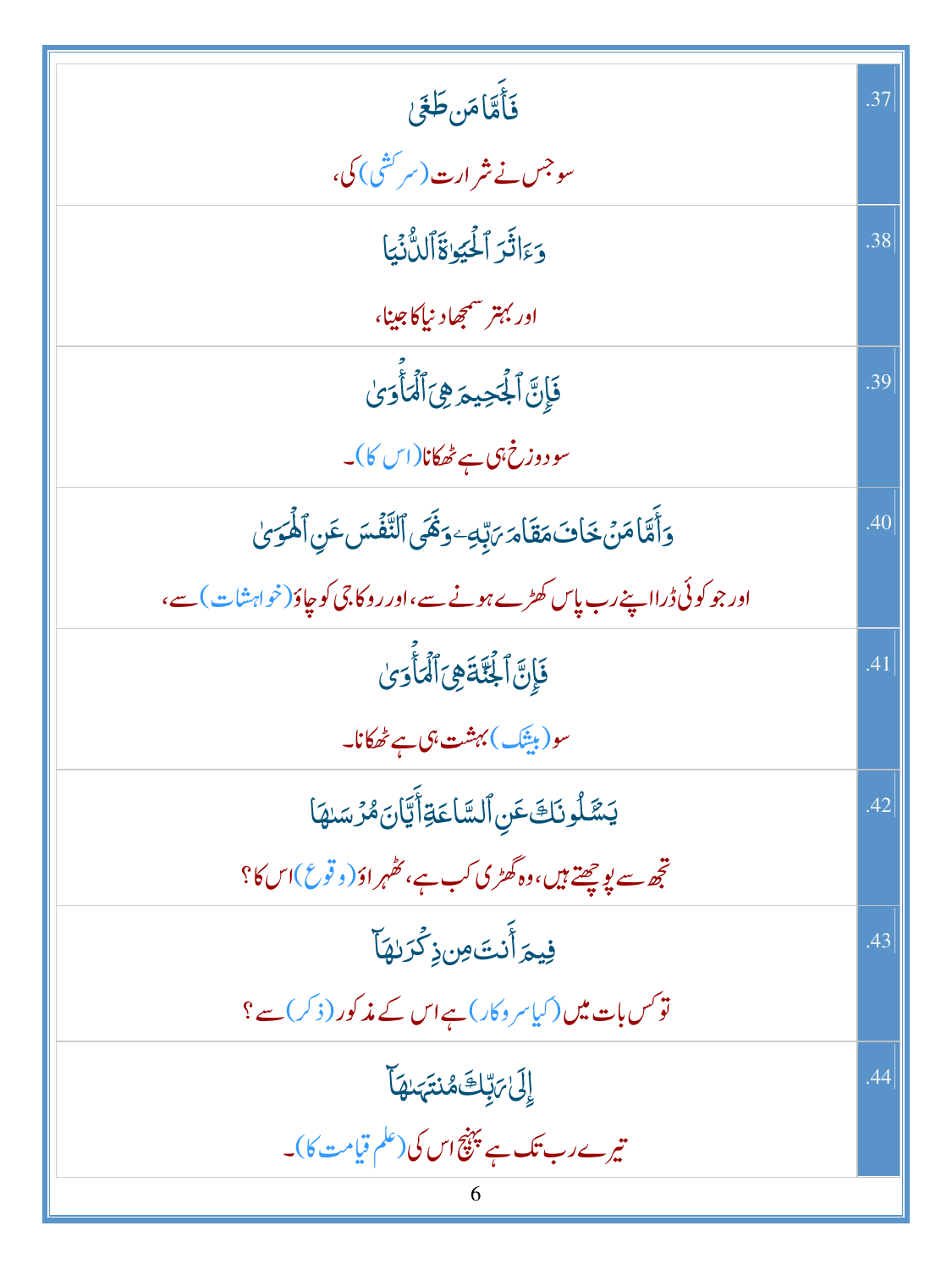| | |
|---|---|
| فَأَمَّا مَن طَغَىٰ<br>سو جس نے شرارت (سرکشی) کی، | .37 |
| وَءَاثَرَ ٱلْحَيَوٰةَ ٱلدُّنْيَا<br>اور بہتر سمجھا دنیا کا جینا، | .38 |
| فَإِنَّ ٱلْجَحِيمَ هِيَ ٱلْمَأْوَىٰ<br>سو دوزخ ہی ہے ٹھکانا (اس کا)۔ | .39 |
| وَأَمَّا مَنْ خَافَ مَقَامَ رَبِّهِۦ وَنَهَى ٱلنَّفْسَ عَنِ ٱلْهَوَىٰ<br>اور جو کوئی ڈرا اپنے رب پاس کھڑے ہونے سے، اور روکا جی کو چاؤ (خواہشات) سے، | .40 |
| فَإِنَّ ٱلْجَنَّةَ هِيَ ٱلْمَأْوَىٰ<br>سو (بیشک) بہشت ہی ہے ٹھکانا۔ | .41 |
| يَسْـَٔلُونَكَ عَنِ ٱلسَّاعَةِ أَيَّانَ مُرْسَىٰهَا<br>تجھ سے پوچھتے ہیں، وہ گھڑی کب ہے، ٹھہراؤ (وقوع) اس کا؟ | .42 |
| فِيمَ أَنتَ مِن ذِكْرَىٰهَآ<br>تو کس بات میں (کیا سروکار) ہے اس کے مذکور (ذکر) سے؟ | .43 |
| إِلَىٰ رَبِّكَ مُنتَهَىٰهَآ<br>تیرے رب تک ہے پہنچ اس کی (علم قیامت کا)۔ | .44 |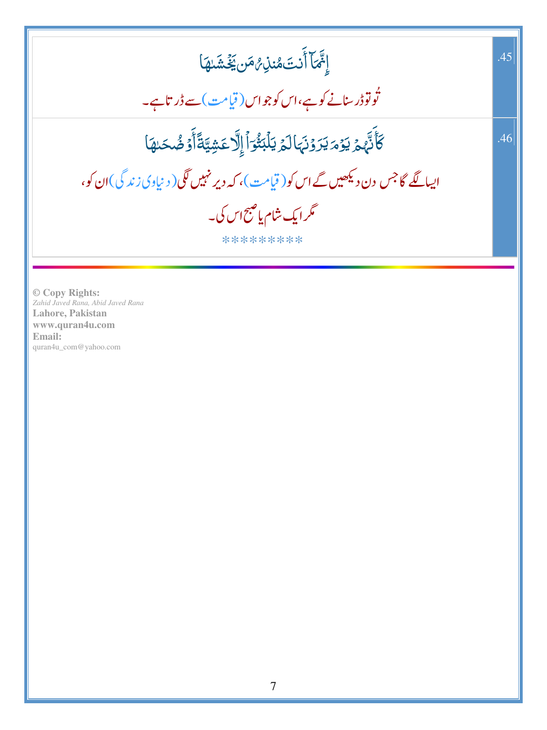| | |
|---|---|
| إِنَّمَآ أَنتَ مُنذِرُ مَن يَخۡشَىٰهَا<br>تُو تو ڈر سنانے کو ہے، اس کو جو اس (قیامت) سے ڈرتا ہے۔ | .45 |
| كَأَنَّهُمۡ يَوۡمَ يَرَوۡنَهَا لَمۡ يَلۡبَثُوٓاْ إِلَّا عَشِيَّةً أَوۡ ضُحَىٰهَا<br>ایسا لگے گا جس دن دیکھیں گے اس کو (قیامت)، کہ دیر نہیں لگی (دنیاوی زندگی) ان کو، مگر ایک شام یا صبح اس کی۔<br>********* | .46 |

**© Copy Rights:**
*Zahid Javed Rana, Abid Javed Rana*
**Lahore, Pakistan**
**www.quran4u.com**
**Email:**
quran4u_com@yahoo.com